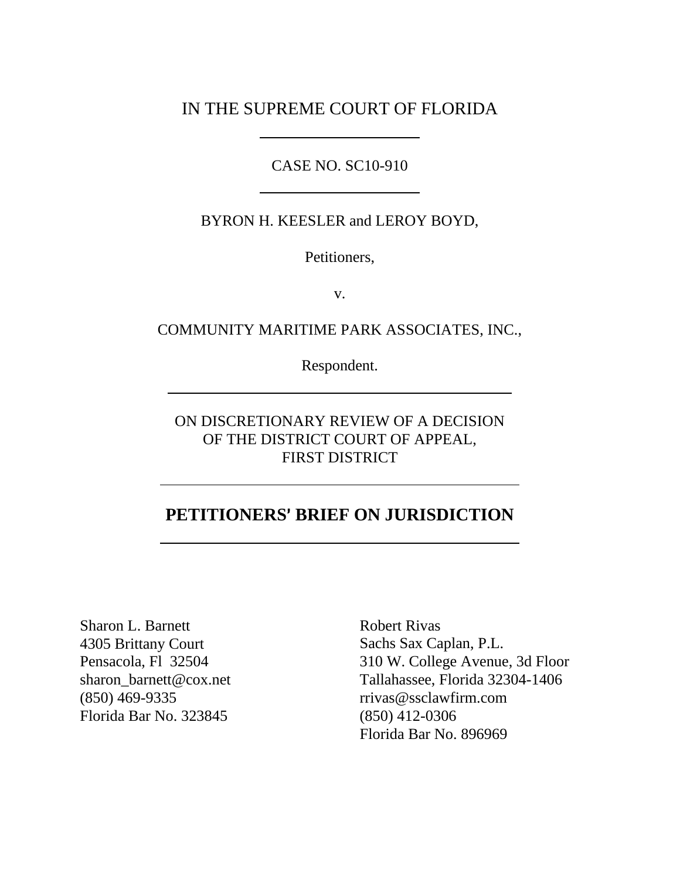IN THE SUPREME COURT OF FLORIDA

---

CASE NO. SC10-910

---

BYRON H. KEESLER and LEROY BOYD,

Petitioners,

v.

COMMUNITY MARITIME PARK ASSOCIATES, INC.,

Respondent.

---

ON DISCRETIONARY REVIEW OF A DECISION
OF THE DISTRICT COURT OF APPEAL,
FIRST DISTRICT

---

# PETITIONERS' BRIEF ON JURISDICTION

---

Sharon L. Barnett
4305 Brittany Court
Pensacola, Fl 32504
sharon_barnett@cox.net
(850) 469-9335
Florida Bar No. 323845

Robert Rivas
Sachs Sax Caplan, P.L.
310 W. College Avenue, 3d Floor
Tallahassee, Florida 32304-1406
rrivas@ssclawfirm.com
(850) 412-0306
Florida Bar No. 896969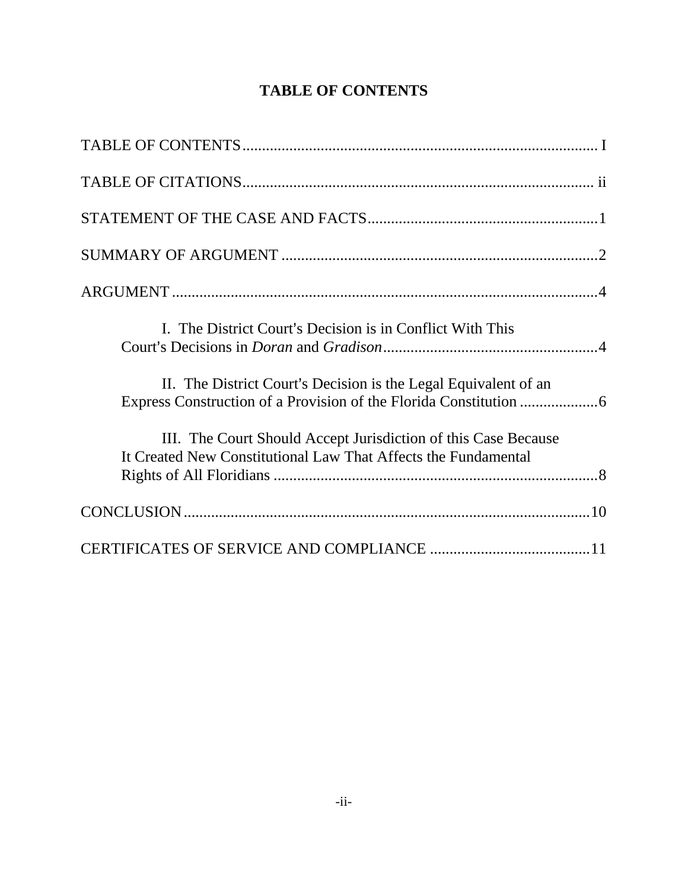# TABLE OF CONTENTS

TABLE OF CONTENTS........................................................................................... I

TABLE OF CITATIONS......................................................................................... ii

STATEMENT OF THE CASE AND FACTS..........................................................1

SUMMARY OF ARGUMENT ................................................................................2

ARGUMENT ............................................................................................................4

I. The District Court's Decision is in Conflict With This Court's Decisions in *Doran* and *Gradison*.......................................................4

II. The District Court's Decision is the Legal Equivalent of an Express Construction of a Provision of the Florida Constitution ....................6

III. The Court Should Accept Jurisdiction of this Case Because It Created New Constitutional Law That Affects the Fundamental Rights of All Floridians ...................................................................................8

CONCLUSION.......................................................................................................10

CERTIFICATES OF SERVICE AND COMPLIANCE .........................................11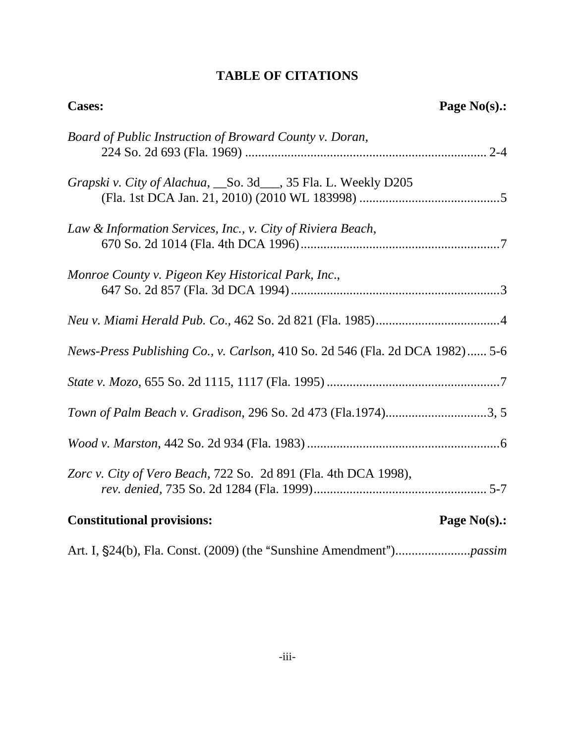# TABLE OF CITATIONS

| **Cases:** | **Page No(s).:** |
|---|---|
| *Board of Public Instruction of Broward County v. Doran*, 224 So. 2d 693 (Fla. 1969) | 2-4 |
| *Grapski v. City of Alachua*, __So. 3d___, 35 Fla. L. Weekly D205 (Fla. 1st DCA Jan. 21, 2010) (2010 WL 183998) | 5 |
| *Law & Information Services, Inc., v. City of Riviera Beach*, 670 So. 2d 1014 (Fla. 4th DCA 1996) | 7 |
| *Monroe County v. Pigeon Key Historical Park, Inc.*, 647 So. 2d 857 (Fla. 3d DCA 1994) | 3 |
| *Neu v. Miami Herald Pub. Co.*, 462 So. 2d 821 (Fla. 1985) | 4 |
| *News-Press Publishing Co., v. Carlson,* 410 So. 2d 546 (Fla. 2d DCA 1982) | 5-6 |
| *State v. Mozo*, 655 So. 2d 1115, 1117 (Fla. 1995) | 7 |
| *Town of Palm Beach v. Gradison,* 296 So. 2d 473 (Fla.1974) | 3, 5 |
| *Wood v. Marston*, 442 So. 2d 934 (Fla. 1983) | 6 |
| *Zorc v. City of Vero Beach*, 722 So. 2d 891 (Fla. 4th DCA 1998), *rev. denied*, 735 So. 2d 1284 (Fla. 1999) | 5-7 |

| **Constitutional provisions:** | **Page No(s).:** |
|---|---|
| Art. I, §24(b), Fla. Const. (2009) (the "Sunshine Amendment") | *passim* |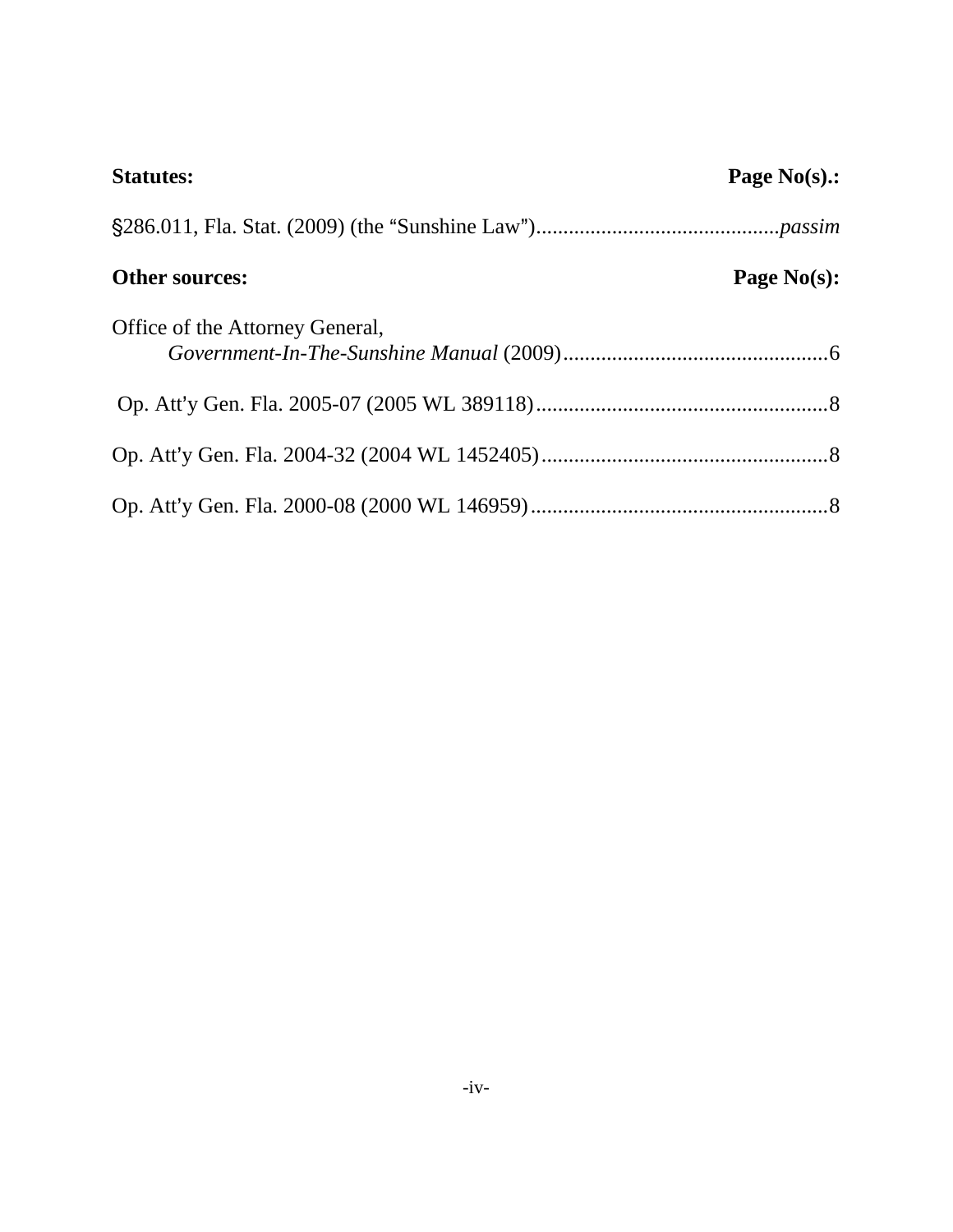| **Statutes:** | **Page No(s).:** |
| --- | --- |
| §286.011, Fla. Stat. (2009) (the "Sunshine Law") | *passim* |

| **Other sources:** | **Page No(s):** |
| --- | --- |
| Office of the Attorney General, *Government-In-The-Sunshine Manual* (2009) | 6 |
| Op. Att'y Gen. Fla. 2005-07 (2005 WL 389118) | 8 |
| Op. Att'y Gen. Fla. 2004-32 (2004 WL 1452405) | 8 |
| Op. Att'y Gen. Fla. 2000-08 (2000 WL 146959) | 8 |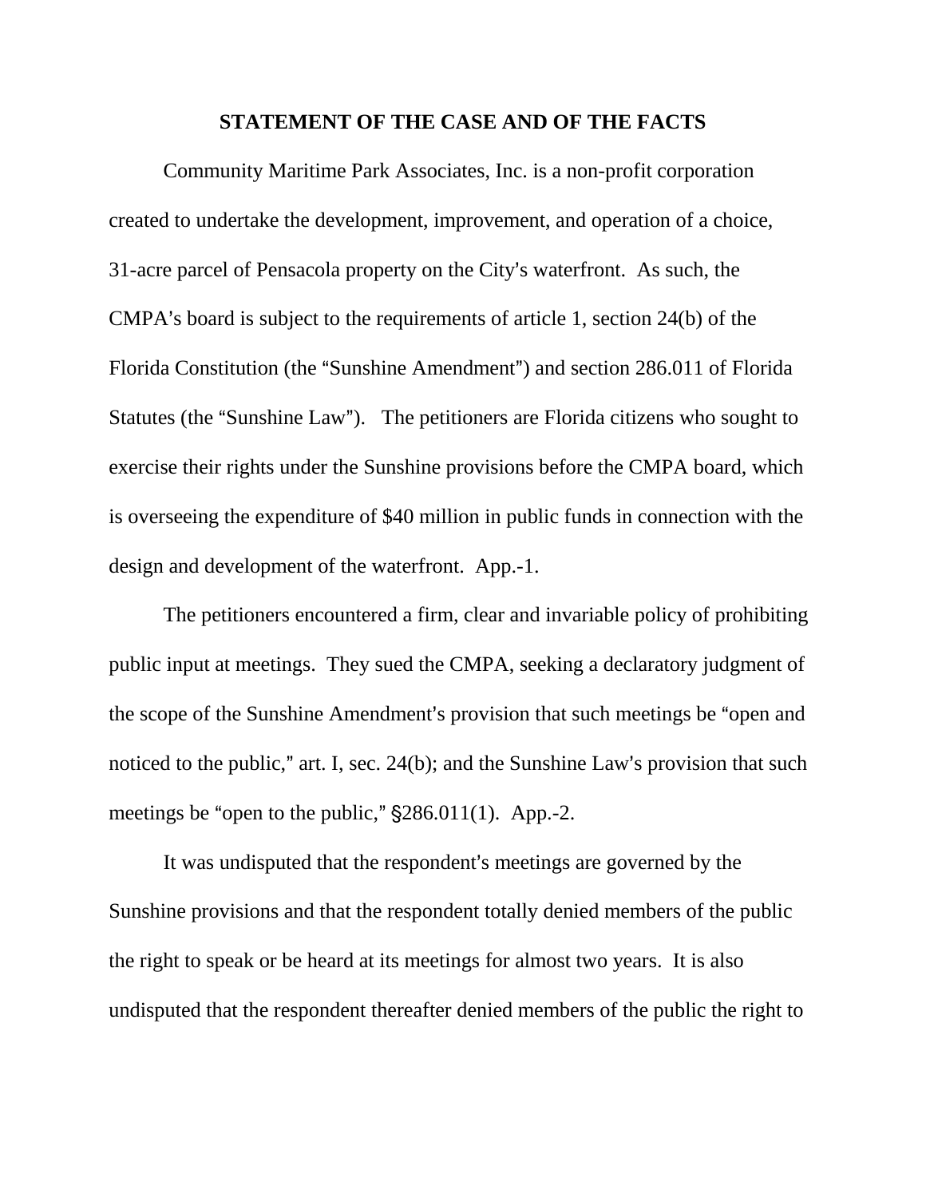## STATEMENT OF THE CASE AND OF THE FACTS

Community Maritime Park Associates, Inc. is a non-profit corporation created to undertake the development, improvement, and operation of a choice, 31-acre parcel of Pensacola property on the City's waterfront. As such, the CMPA's board is subject to the requirements of article 1, section 24(b) of the Florida Constitution (the "Sunshine Amendment") and section 286.011 of Florida Statutes (the "Sunshine Law"). The petitioners are Florida citizens who sought to exercise their rights under the Sunshine provisions before the CMPA board, which is overseeing the expenditure of $40 million in public funds in connection with the design and development of the waterfront. App.-1.

The petitioners encountered a firm, clear and invariable policy of prohibiting public input at meetings. They sued the CMPA, seeking a declaratory judgment of the scope of the Sunshine Amendment's provision that such meetings be "open and noticed to the public," art. I, sec. 24(b); and the Sunshine Law's provision that such meetings be "open to the public," §286.011(1). App.-2.

It was undisputed that the respondent's meetings are governed by the Sunshine provisions and that the respondent totally denied members of the public the right to speak or be heard at its meetings for almost two years. It is also undisputed that the respondent thereafter denied members of the public the right to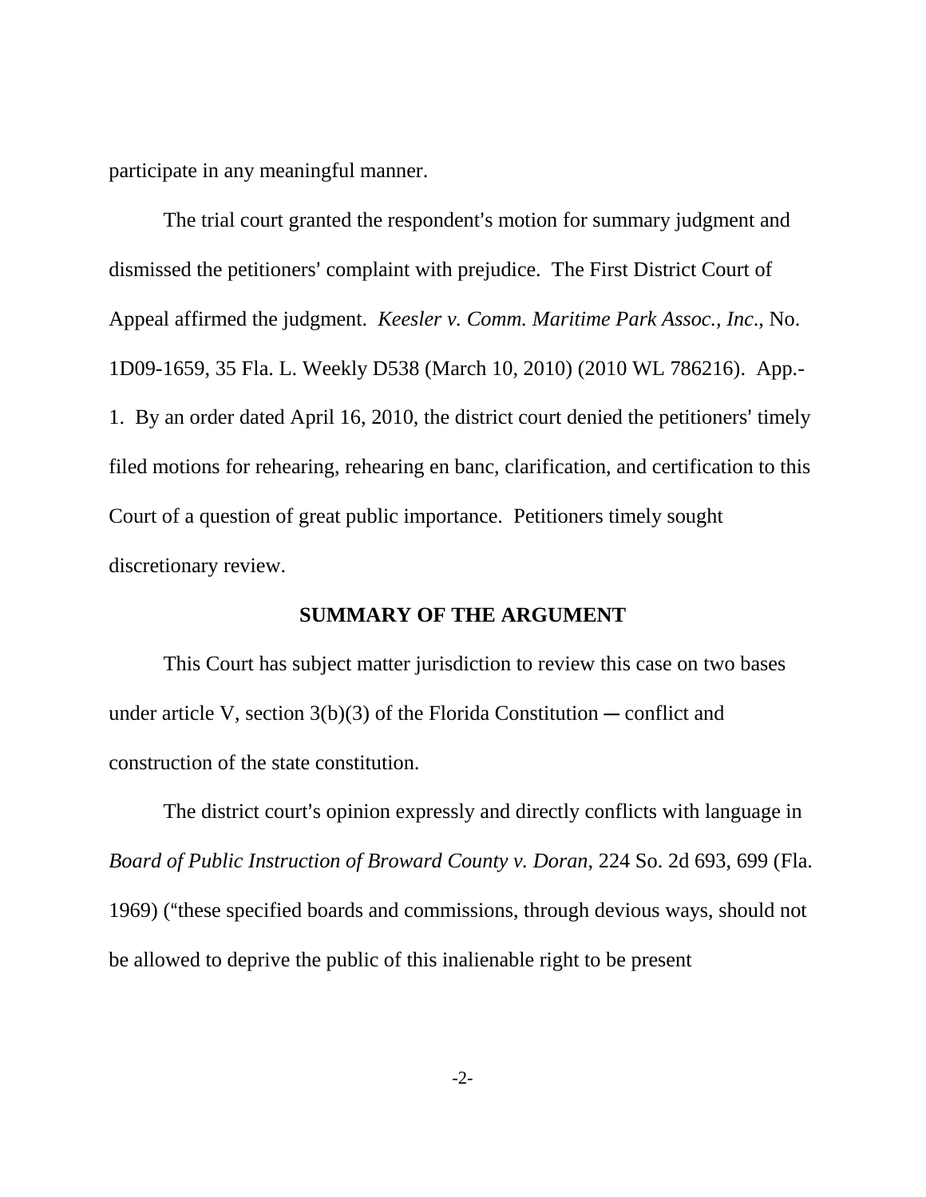participate in any meaningful manner.

The trial court granted the respondent's motion for summary judgment and dismissed the petitioners' complaint with prejudice. The First District Court of Appeal affirmed the judgment. *Keesler v. Comm. Maritime Park Assoc., Inc*., No. 1D09-1659, 35 Fla. L. Weekly D538 (March 10, 2010) (2010 WL 786216). App.-1. By an order dated April 16, 2010, the district court denied the petitioners' timely filed motions for rehearing, rehearing en banc, clarification, and certification to this Court of a question of great public importance. Petitioners timely sought discretionary review.

## SUMMARY OF THE ARGUMENT

This Court has subject matter jurisdiction to review this case on two bases under article V, section 3(b)(3) of the Florida Constitution ― conflict and construction of the state constitution.

The district court's opinion expressly and directly conflicts with language in *Board of Public Instruction of Broward County v. Doran*, 224 So. 2d 693, 699 (Fla. 1969) ("these specified boards and commissions, through devious ways, should not be allowed to deprive the public of this inalienable right to be present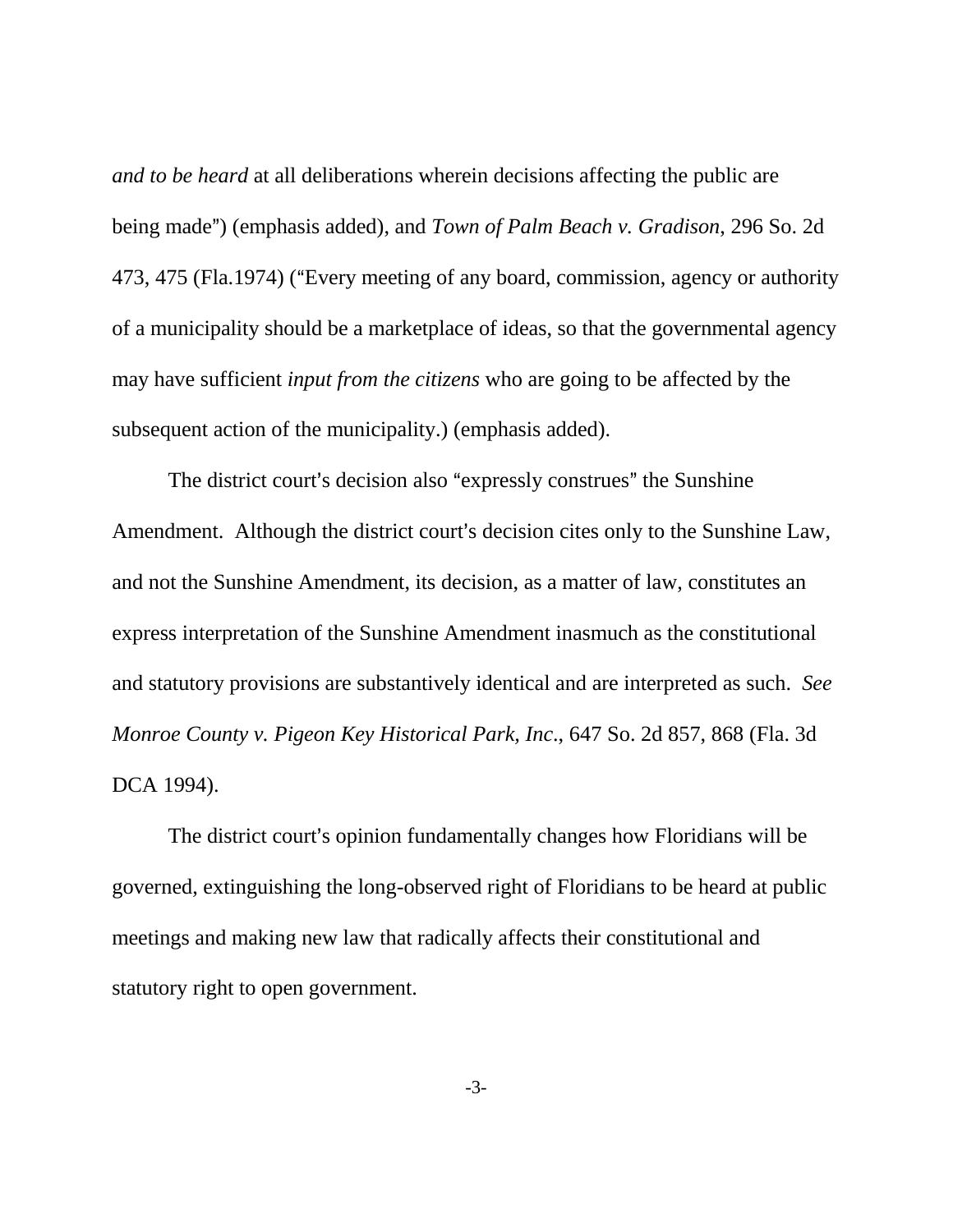*and to be heard* at all deliberations wherein decisions affecting the public are being made") (emphasis added), and *Town of Palm Beach v. Gradison*, 296 So. 2d 473, 475 (Fla.1974) ("Every meeting of any board, commission, agency or authority of a municipality should be a marketplace of ideas, so that the governmental agency may have sufficient *input from the citizens* who are going to be affected by the subsequent action of the municipality.) (emphasis added).

The district court's decision also "expressly construes" the Sunshine Amendment. Although the district court's decision cites only to the Sunshine Law, and not the Sunshine Amendment, its decision, as a matter of law, constitutes an express interpretation of the Sunshine Amendment inasmuch as the constitutional and statutory provisions are substantively identical and are interpreted as such. *See Monroe County v. Pigeon Key Historical Park, Inc.*, 647 So. 2d 857, 868 (Fla. 3d DCA 1994).

The district court's opinion fundamentally changes how Floridians will be governed, extinguishing the long-observed right of Floridians to be heard at public meetings and making new law that radically affects their constitutional and statutory right to open government.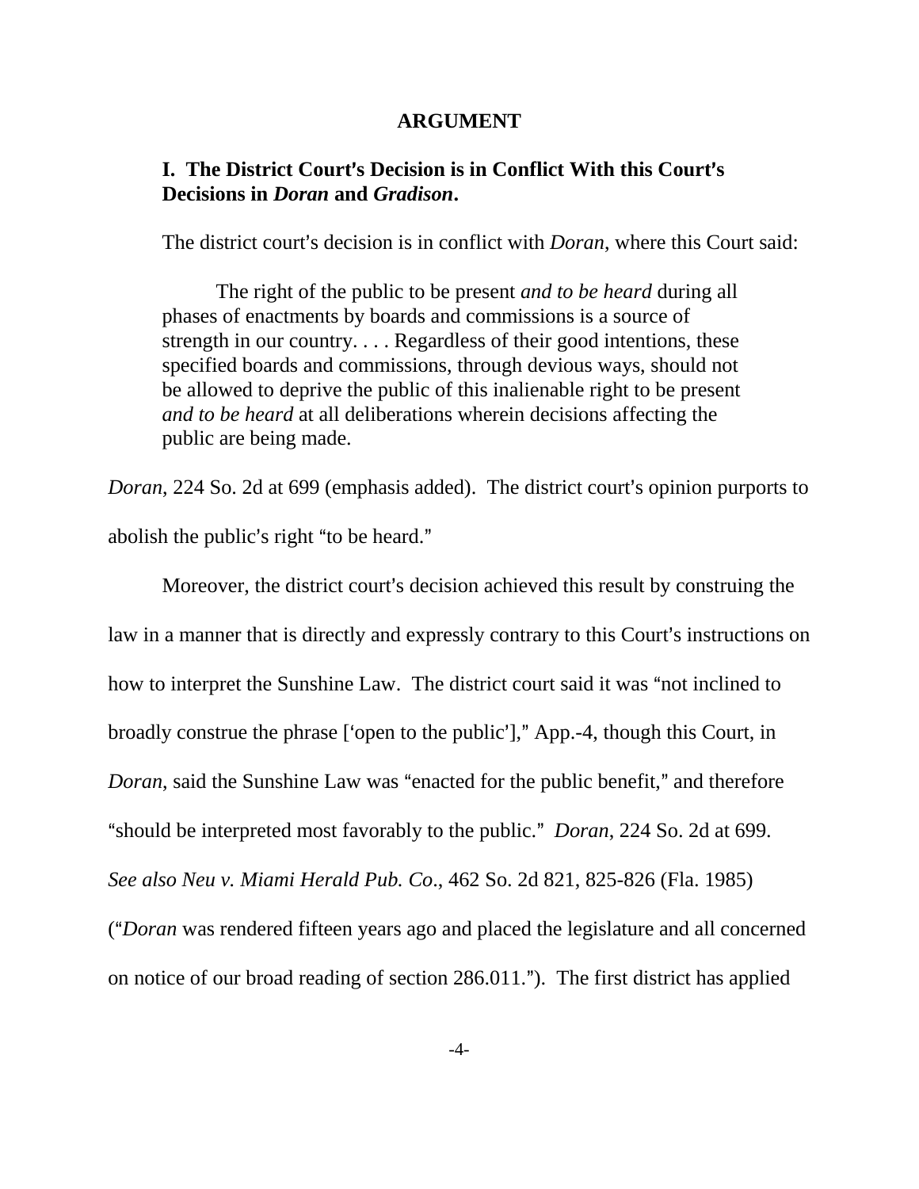## ARGUMENT

### I. The District Court's Decision is in Conflict With this Court's Decisions in *Doran* and *Gradison*.

The district court's decision is in conflict with *Doran*, where this Court said:

> The right of the public to be present *and to be heard* during all phases of enactments by boards and commissions is a source of strength in our country. . . . Regardless of their good intentions, these specified boards and commissions, through devious ways, should not be allowed to deprive the public of this inalienable right to be present *and to be heard* at all deliberations wherein decisions affecting the public are being made.

*Doran*, 224 So. 2d at 699 (emphasis added). The district court's opinion purports to abolish the public's right "to be heard."

Moreover, the district court's decision achieved this result by construing the law in a manner that is directly and expressly contrary to this Court's instructions on how to interpret the Sunshine Law. The district court said it was "not inclined to broadly construe the phrase ['open to the public']," App.-4, though this Court, in *Doran*, said the Sunshine Law was "enacted for the public benefit," and therefore "should be interpreted most favorably to the public." *Doran*, 224 So. 2d at 699. *See also Neu v. Miami Herald Pub. Co.*, 462 So. 2d 821, 825-826 (Fla. 1985) ("*Doran* was rendered fifteen years ago and placed the legislature and all concerned on notice of our broad reading of section 286.011."). The first district has applied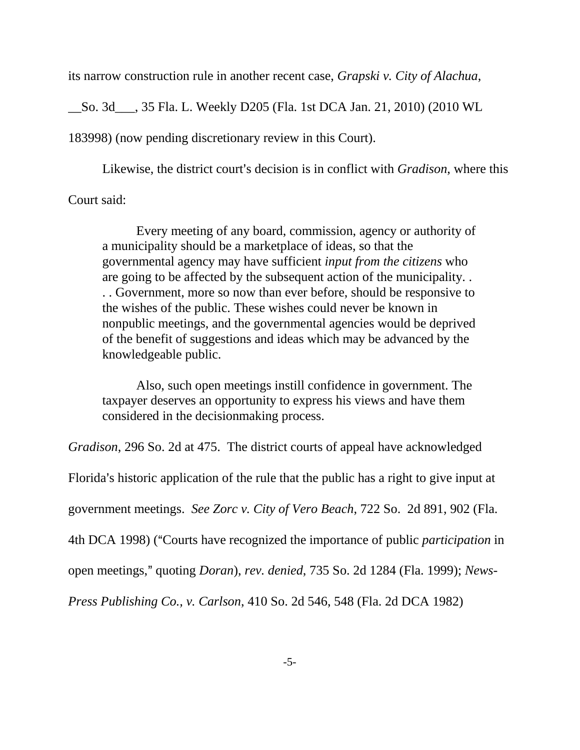its narrow construction rule in another recent case, *Grapski v. City of Alachua*, __So. 3d___, 35 Fla. L. Weekly D205 (Fla. 1st DCA Jan. 21, 2010) (2010 WL 183998) (now pending discretionary review in this Court).

Likewise, the district court's decision is in conflict with *Gradison*, where this Court said:

> Every meeting of any board, commission, agency or authority of a municipality should be a marketplace of ideas, so that the governmental agency may have sufficient *input from the citizens* who are going to be affected by the subsequent action of the municipality. . . . Government, more so now than ever before, should be responsive to the wishes of the public. These wishes could never be known in nonpublic meetings, and the governmental agencies would be deprived of the benefit of suggestions and ideas which may be advanced by the knowledgeable public.
>
> Also, such open meetings instill confidence in government. The taxpayer deserves an opportunity to express his views and have them considered in the decisionmaking process.

*Gradison*, 296 So. 2d at 475. The district courts of appeal have acknowledged Florida's historic application of the rule that the public has a right to give input at government meetings. *See Zorc v. City of Vero Beach*, 722 So. 2d 891, 902 (Fla. 4th DCA 1998) ("Courts have recognized the importance of public *participation* in open meetings," quoting *Doran*), *rev. denied*, 735 So. 2d 1284 (Fla. 1999); *News-Press Publishing Co., v. Carlson*, 410 So. 2d 546, 548 (Fla. 2d DCA 1982)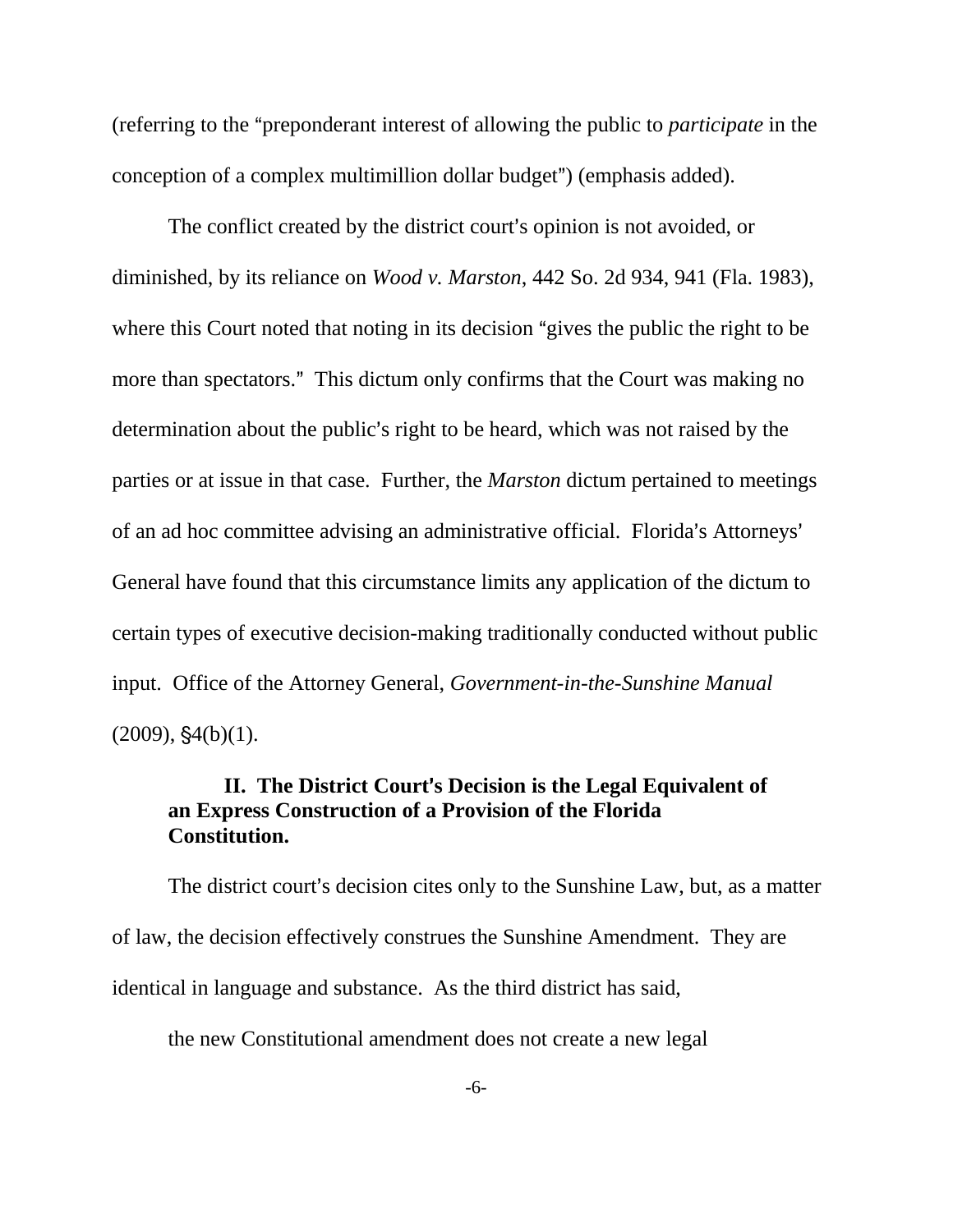(referring to the "preponderant interest of allowing the public to *participate* in the conception of a complex multimillion dollar budget") (emphasis added).

The conflict created by the district court's opinion is not avoided, or diminished, by its reliance on *Wood v. Marston*, 442 So. 2d 934, 941 (Fla. 1983), where this Court noted that noting in its decision "gives the public the right to be more than spectators." This dictum only confirms that the Court was making no determination about the public's right to be heard, which was not raised by the parties or at issue in that case. Further, the *Marston* dictum pertained to meetings of an ad hoc committee advising an administrative official. Florida's Attorneys' General have found that this circumstance limits any application of the dictum to certain types of executive decision-making traditionally conducted without public input. Office of the Attorney General, *Government-in-the-Sunshine Manual* (2009), §4(b)(1).

## II. The District Court's Decision is the Legal Equivalent of an Express Construction of a Provision of the Florida Constitution.

The district court's decision cites only to the Sunshine Law, but, as a matter of law, the decision effectively construes the Sunshine Amendment. They are identical in language and substance. As the third district has said,

> the new Constitutional amendment does not create a new legal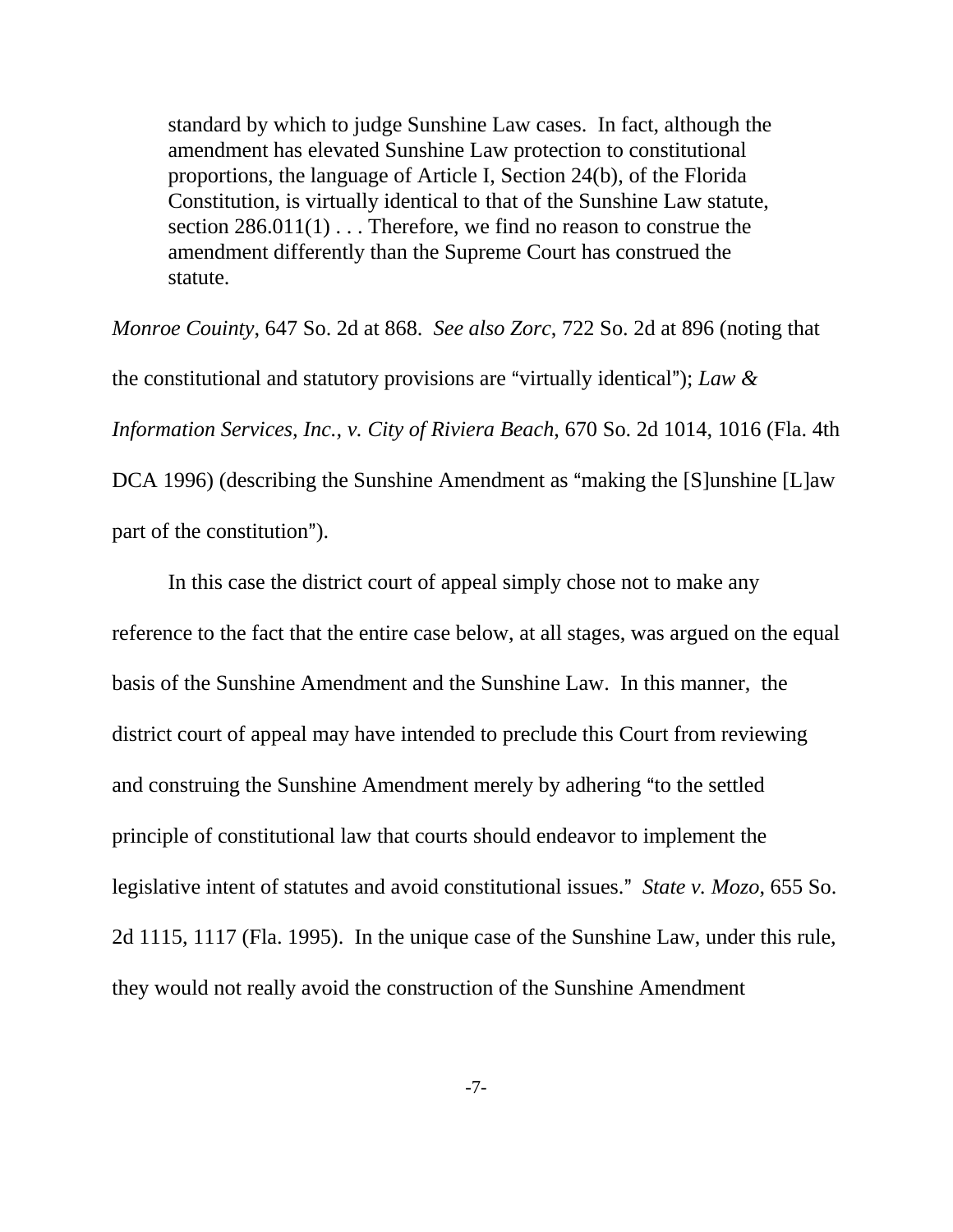> standard by which to judge Sunshine Law cases. In fact, although the amendment has elevated Sunshine Law protection to constitutional proportions, the language of Article I, Section 24(b), of the Florida Constitution, is virtually identical to that of the Sunshine Law statute, section 286.011(1) . . . Therefore, we find no reason to construe the amendment differently than the Supreme Court has construed the statute.

*Monroe Couinty*, 647 So. 2d at 868. *See also Zorc*, 722 So. 2d at 896 (noting that the constitutional and statutory provisions are "virtually identical"); *Law & Information Services, Inc., v. City of Riviera Beach*, 670 So. 2d 1014, 1016 (Fla. 4th DCA 1996) (describing the Sunshine Amendment as "making the [S]unshine [L]aw part of the constitution").

In this case the district court of appeal simply chose not to make any reference to the fact that the entire case below, at all stages, was argued on the equal basis of the Sunshine Amendment and the Sunshine Law. In this manner, the district court of appeal may have intended to preclude this Court from reviewing and construing the Sunshine Amendment merely by adhering "to the settled principle of constitutional law that courts should endeavor to implement the legislative intent of statutes and avoid constitutional issues." *State v. Mozo*, 655 So. 2d 1115, 1117 (Fla. 1995). In the unique case of the Sunshine Law, under this rule, they would not really avoid the construction of the Sunshine Amendment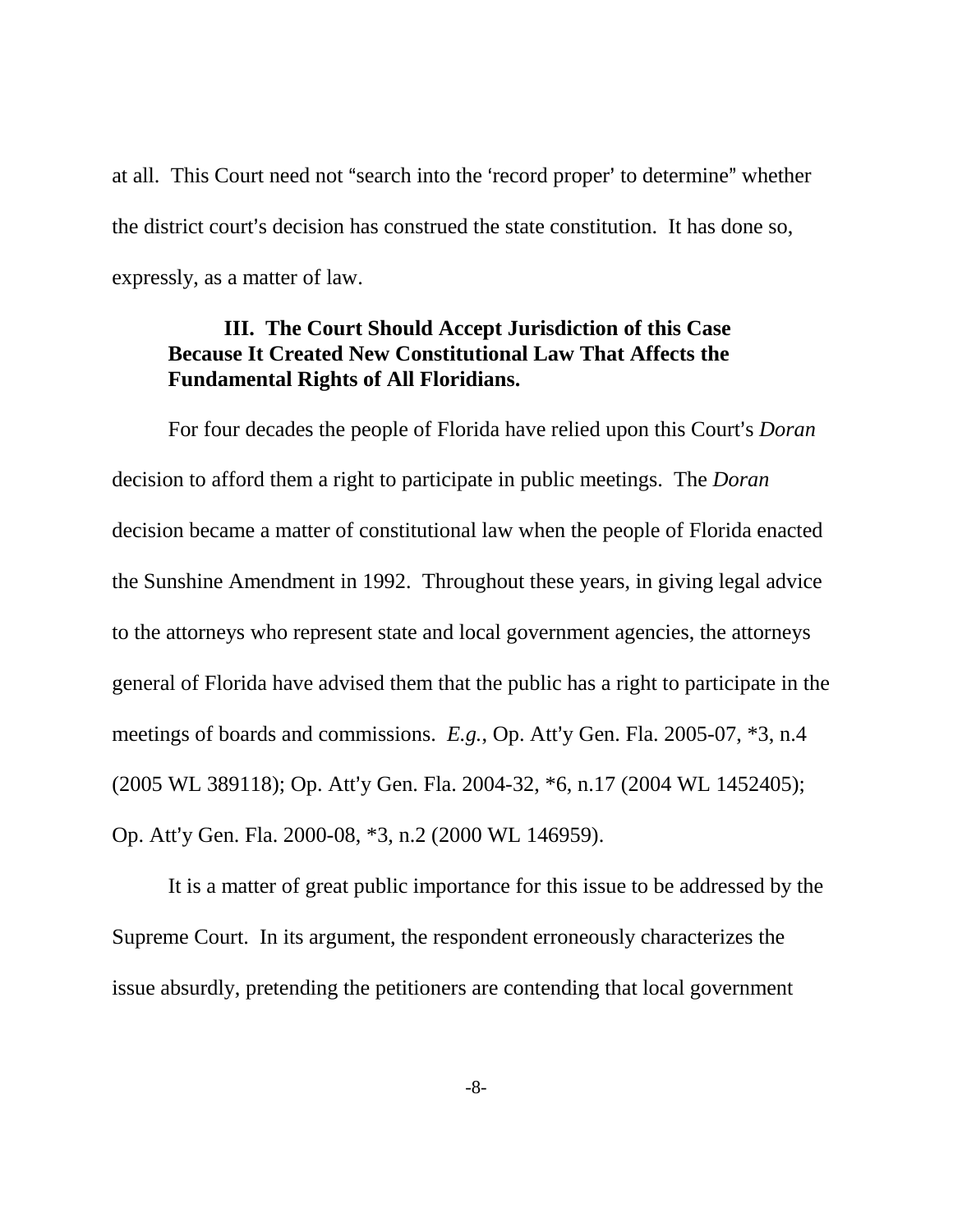at all. This Court need not "search into the 'record proper' to determine" whether the district court's decision has construed the state constitution. It has done so, expressly, as a matter of law.

## III. The Court Should Accept Jurisdiction of this Case Because It Created New Constitutional Law That Affects the Fundamental Rights of All Floridians.

For four decades the people of Florida have relied upon this Court's *Doran* decision to afford them a right to participate in public meetings. The *Doran* decision became a matter of constitutional law when the people of Florida enacted the Sunshine Amendment in 1992. Throughout these years, in giving legal advice to the attorneys who represent state and local government agencies, the attorneys general of Florida have advised them that the public has a right to participate in the meetings of boards and commissions. *E.g.*, Op. Att'y Gen. Fla. 2005-07, *3, n.4 (2005 WL 389118); Op. Att'y Gen. Fla. 2004-32, *6, n.17 (2004 WL 1452405); Op. Att'y Gen. Fla. 2000-08, *3, n.2 (2000 WL 146959).

It is a matter of great public importance for this issue to be addressed by the Supreme Court. In its argument, the respondent erroneously characterizes the issue absurdly, pretending the petitioners are contending that local government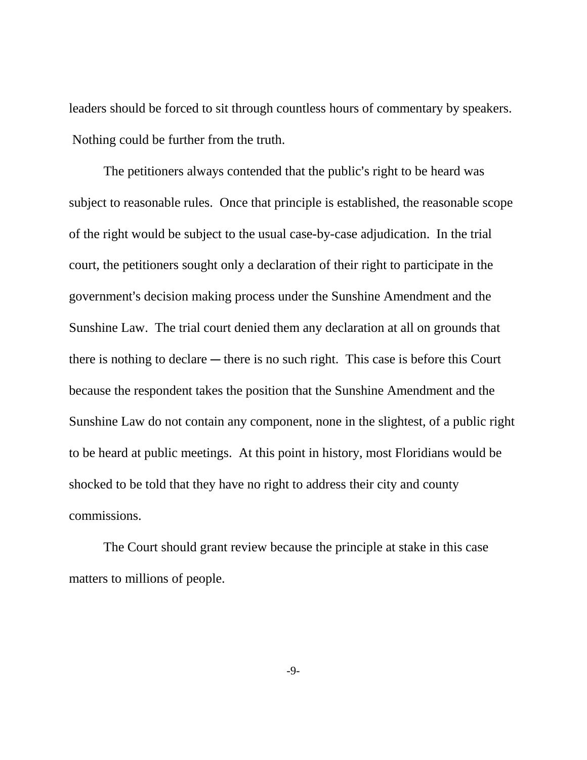leaders should be forced to sit through countless hours of commentary by speakers. Nothing could be further from the truth.

The petitioners always contended that the public's right to be heard was subject to reasonable rules. Once that principle is established, the reasonable scope of the right would be subject to the usual case-by-case adjudication. In the trial court, the petitioners sought only a declaration of their right to participate in the government's decision making process under the Sunshine Amendment and the Sunshine Law. The trial court denied them any declaration at all on grounds that there is nothing to declare ― there is no such right. This case is before this Court because the respondent takes the position that the Sunshine Amendment and the Sunshine Law do not contain any component, none in the slightest, of a public right to be heard at public meetings. At this point in history, most Floridians would be shocked to be told that they have no right to address their city and county commissions.

The Court should grant review because the principle at stake in this case matters to millions of people.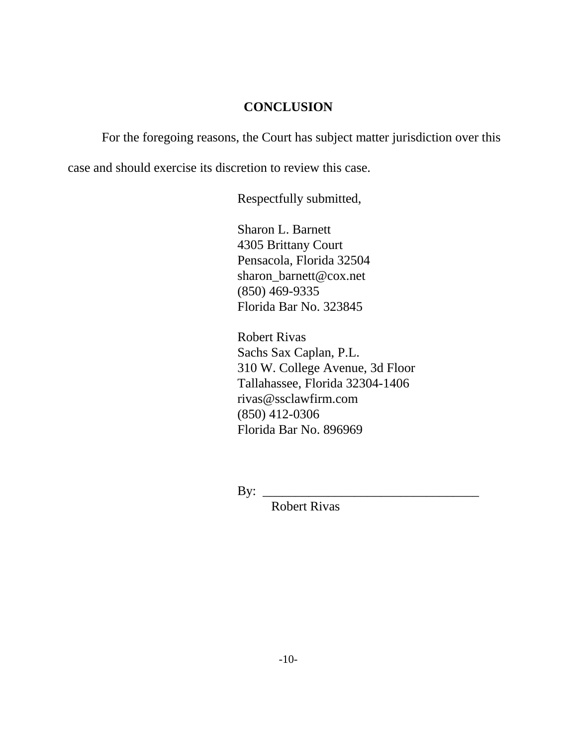## CONCLUSION

For the foregoing reasons, the Court has subject matter jurisdiction over this case and should exercise its discretion to review this case.

Respectfully submitted,

Sharon L. Barnett  
4305 Brittany Court  
Pensacola, Florida 32504  
sharon_barnett@cox.net  
(850) 469-9335  
Florida Bar No. 323845

Robert Rivas  
Sachs Sax Caplan, P.L.  
310 W. College Avenue, 3d Floor  
Tallahassee, Florida 32304-1406  
rivas@ssclawfirm.com  
(850) 412-0306  
Florida Bar No. 896969

By: ________________________________  
Robert Rivas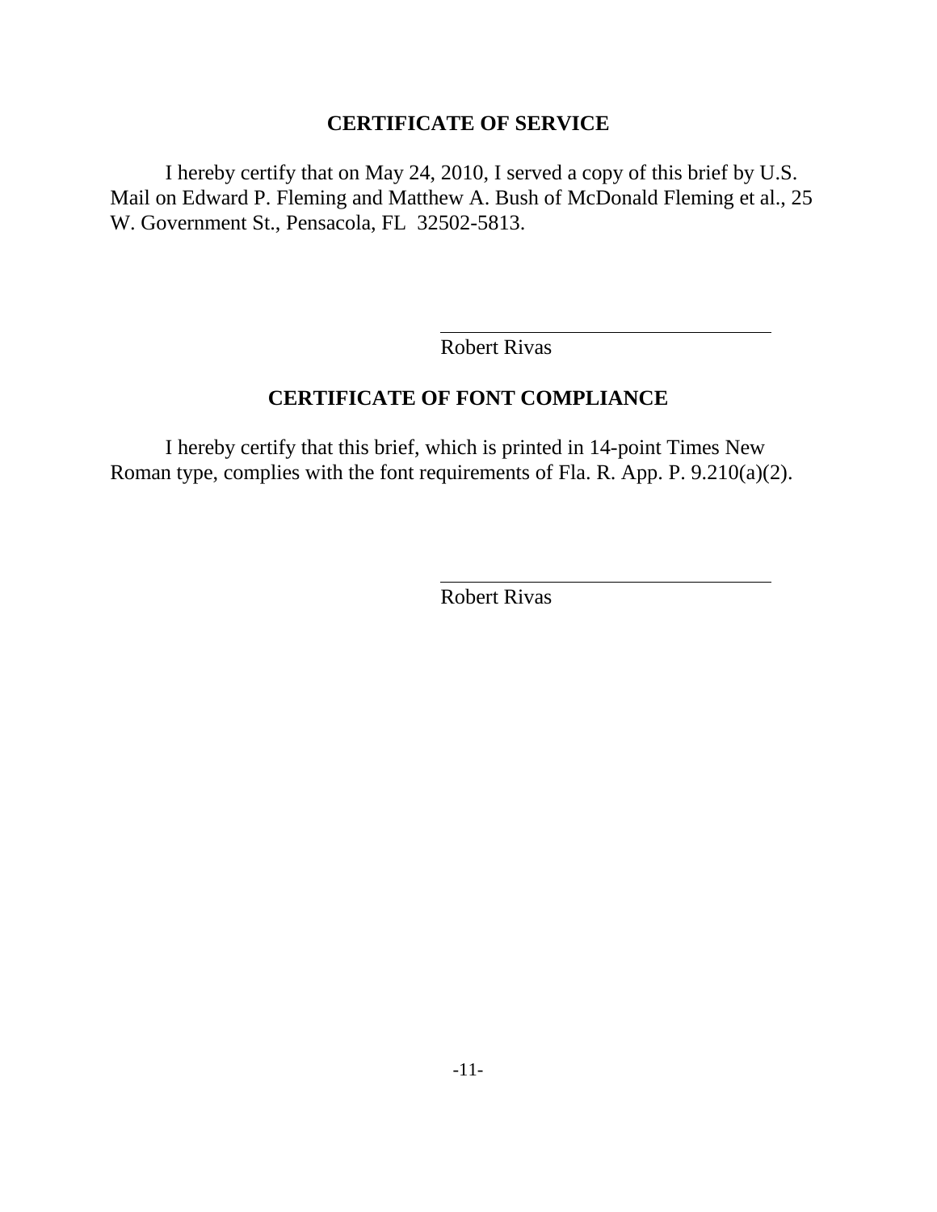## CERTIFICATE OF SERVICE

I hereby certify that on May 24, 2010, I served a copy of this brief by U.S. Mail on Edward P. Fleming and Matthew A. Bush of McDonald Fleming et al., 25 W. Government St., Pensacola, FL 32502-5813.

Robert Rivas

## CERTIFICATE OF FONT COMPLIANCE

I hereby certify that this brief, which is printed in 14-point Times New Roman type, complies with the font requirements of Fla. R. App. P. 9.210(a)(2).

Robert Rivas